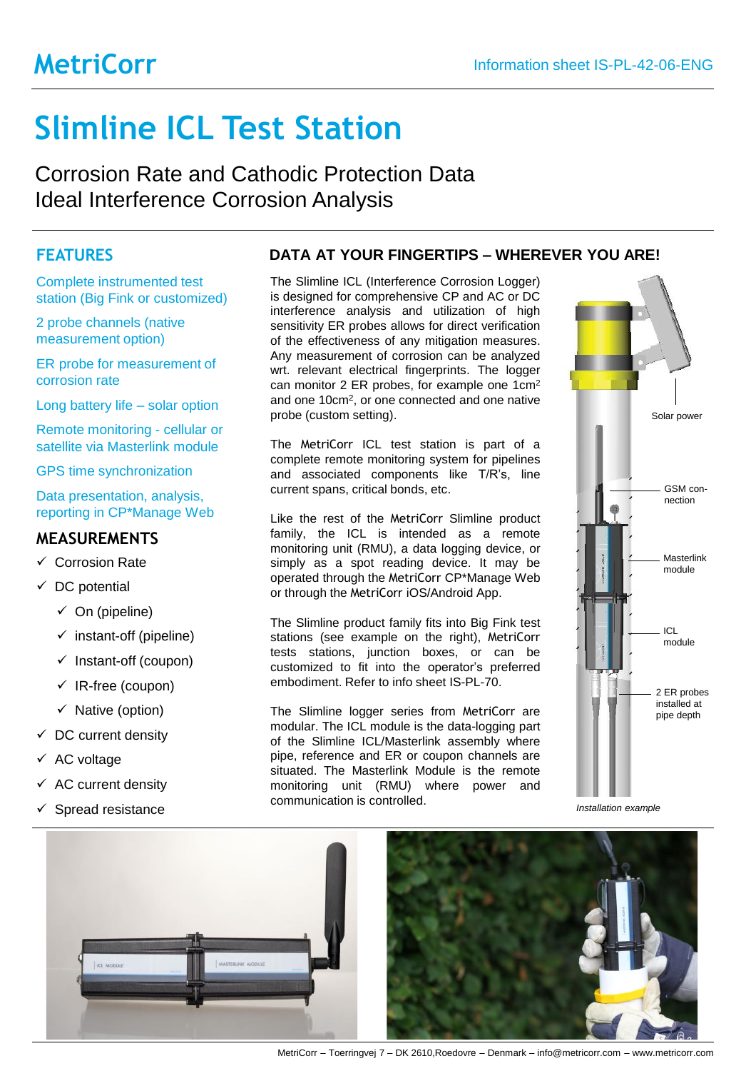# Slimline ICL Test Station

Corrosion Rate and Cathodic Protection Data
Ideal Interference Corrosion Analysis

## FEATURES

Complete instrumented test station (Big Fink or customized)

2 probe channels (native measurement option)

ER probe for measurement of corrosion rate

Long battery life – solar option

Remote monitoring - cellular or satellite via Masterlink module

GPS time synchronization

Data presentation, analysis, reporting in CP*Manage Web

## MEASUREMENTS

- ✓ Corrosion Rate
- ✓ DC potential
  - ✓ On (pipeline)
  - ✓ instant-off (pipeline)
  - ✓ Instant-off (coupon)
  - ✓ IR-free (coupon)
  - ✓ Native (option)
- ✓ DC current density
- ✓ AC voltage
- ✓ AC current density
- ✓ Spread resistance

## DATA AT YOUR FINGERTIPS – WHEREVER YOU ARE!

The Slimline ICL (Interference Corrosion Logger) is designed for comprehensive CP and AC or DC interference analysis and utilization of high sensitivity ER probes allows for direct verification of the effectiveness of any mitigation measures. Any measurement of corrosion can be analyzed wrt. relevant electrical fingerprints. The logger can monitor 2 ER probes, for example one 1cm$^2$ and one 10cm$^2$, or one connected and one native probe (custom setting).

The MetriCorr ICL test station is part of a complete remote monitoring system for pipelines and associated components like T/R's, line current spans, critical bonds, etc.

Like the rest of the MetriCorr Slimline product family, the ICL is intended as a remote monitoring unit (RMU), a data logging device, or simply as a spot reading device. It may be operated through the MetriCorr CP*Manage Web or through the MetriCorr iOS/Android App.

The Slimline product family fits into Big Fink test stations (see example on the right), MetriCorr tests stations, junction boxes, or can be customized to fit into the operator's preferred embodiment. Refer to info sheet IS-PL-70.

The Slimline logger series from MetriCorr are modular. The ICL module is the data-logging part of the Slimline ICL/Masterlink assembly where pipe, reference and ER or coupon channels are situated. The Masterlink Module is the remote monitoring unit (RMU) where power and communication is controlled.

Solar power

GSM connection

Masterlink module

ICL module

2 ER probes installed at pipe depth

*Installation example*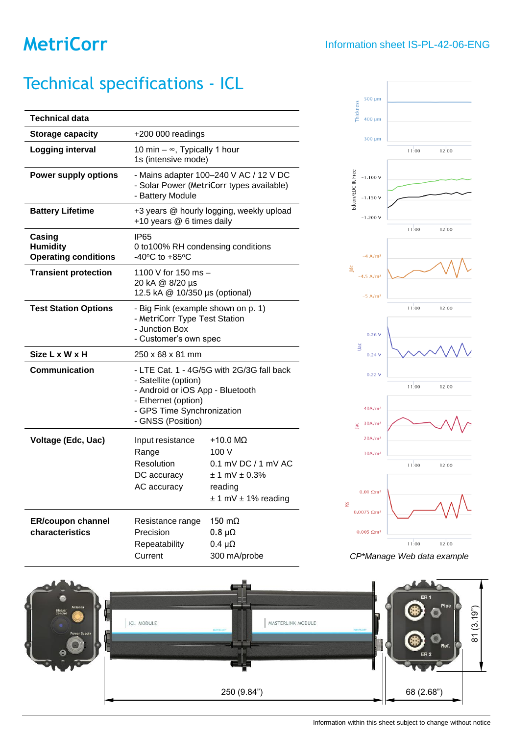# Technical specifications - ICL

| Technical data | | |
|---|---|---|
| **Storage capacity** | +200 000 readings | |
| **Logging interval** | 10 min – ∞, Typically 1 hour<br>1s (intensive mode) | |
| **Power supply options** | - Mains adapter 100–240 V AC / 12 V DC<br>- Solar Power (MetriCorr types available)<br>- Battery Module | |
| **Battery Lifetime** | +3 years @ hourly logging, weekly upload<br>+10 years @ 6 times daily | |
| **Casing**<br>**Humidity**<br>**Operating conditions** | IP65<br>0 to100% RH condensing conditions<br>-40ºC to +85ºC | |
| **Transient protection** | 1100 V for 150 ms –<br>20 kA @ 8/20 µs<br>12.5 kA @ 10/350 µs (optional) | |
| **Test Station Options** | - Big Fink (example shown on p. 1)<br>- MetriCorr Type Test Station<br>- Junction Box<br>- Customer's own spec | |
| **Size L x W x H** | 250 x 68 x 81 mm | |
| **Communication** | - LTE Cat. 1 - 4G/5G with 2G/3G fall back<br>- Satellite (option)<br>- Android or iOS App - Bluetooth<br>- Ethernet (option)<br>- GPS Time Synchronization<br>- GNSS (Position) | |
| **Voltage (Edc, Uac)** | Input resistance<br>Range<br>Resolution<br>DC accuracy<br>AC accuracy | +10.0 MΩ<br>100 V<br>0.1 mV DC / 1 mV AC<br>± 1 mV ± 0.3% reading<br>± 1 mV ± 1% reading |
| **ER/coupon channel characteristics** | Resistance range<br>Precision<br>Repeatability<br>Current | 150 mΩ<br>0.8 µΩ<br>0.4 µΩ<br>300 mA/probe |

Thickness
500 µm
400 µm
300 µm
11:00 12:00

Edcon/EDC IR Free
-1.100 V
-1.150 V
-1.200 V
11:00 12:00

Jdc
-4 A/m²
-4.5 A/m²
-5 A/m²
11:00 12:00

Uac
0.26 V
0.24 V
0.22 V
11:00 12:00

Jac
40A/m²
30A/m²
20A/m²
10A/m²
11:00 12:00

Rs
0.01 Ωm²
0.0075 Ωm²
0.005 Ωm²
11:00 12:00

*CP*Manage Web data example*

Status/Control
Antenna
Power Supply
ICL MODULE
MASTERLINK MODULE
ER 1
Pipe
Ref.
ER 2
250 (9.84")
68 (2.68")
81 (3.19")

Information within this sheet subject to change without notice